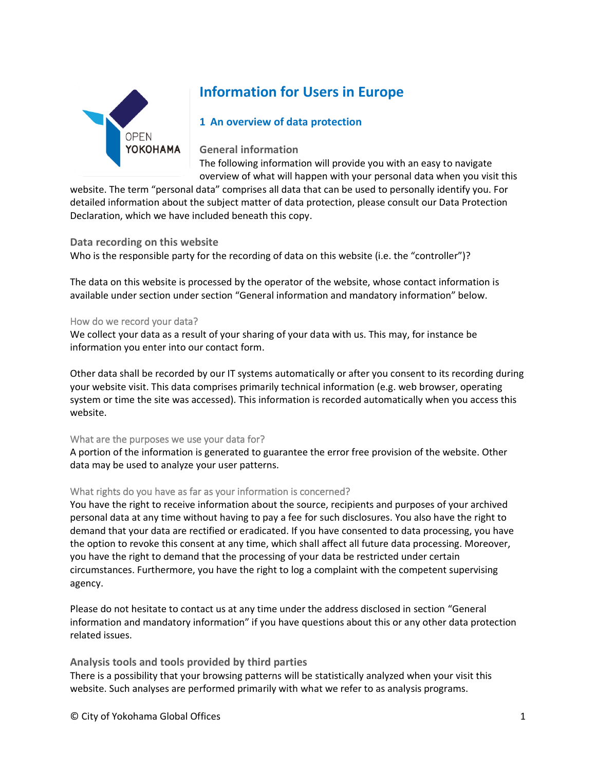# Information for Users in Europe

## 1 An overview of data protection

### General information

The following information will provide you with an easy to navigate overview of what will happen with your personal data when you visit this website. The term "personal data" comprises all data that can be used to personally identify you. For detailed information about the subject matter of data protection, please consult our Data Protection Declaration, which we have included beneath this copy.

### Data recording on this website

Who is the responsible party for the recording of data on this website (i.e. the "controller")?

The data on this website is processed by the operator of the website, whose contact information is available under section under section "General information and mandatory information" below.

#### How do we record your data?

We collect your data as a result of your sharing of your data with us. This may, for instance be information you enter into our contact form.

Other data shall be recorded by our IT systems automatically or after you consent to its recording during your website visit. This data comprises primarily technical information (e.g. web browser, operating system or time the site was accessed). This information is recorded automatically when you access this website.

#### What are the purposes we use your data for?

A portion of the information is generated to guarantee the error free provision of the website. Other data may be used to analyze your user patterns.

#### What rights do you have as far as your information is concerned?

You have the right to receive information about the source, recipients and purposes of your archived personal data at any time without having to pay a fee for such disclosures. You also have the right to demand that your data are rectified or eradicated. If you have consented to data processing, you have the option to revoke this consent at any time, which shall affect all future data processing. Moreover, you have the right to demand that the processing of your data be restricted under certain circumstances. Furthermore, you have the right to log a complaint with the competent supervising agency.

Please do not hesitate to contact us at any time under the address disclosed in section "General information and mandatory information" if you have questions about this or any other data protection related issues.

### Analysis tools and tools provided by third parties

There is a possibility that your browsing patterns will be statistically analyzed when your visit this website. Such analyses are performed primarily with what we refer to as analysis programs.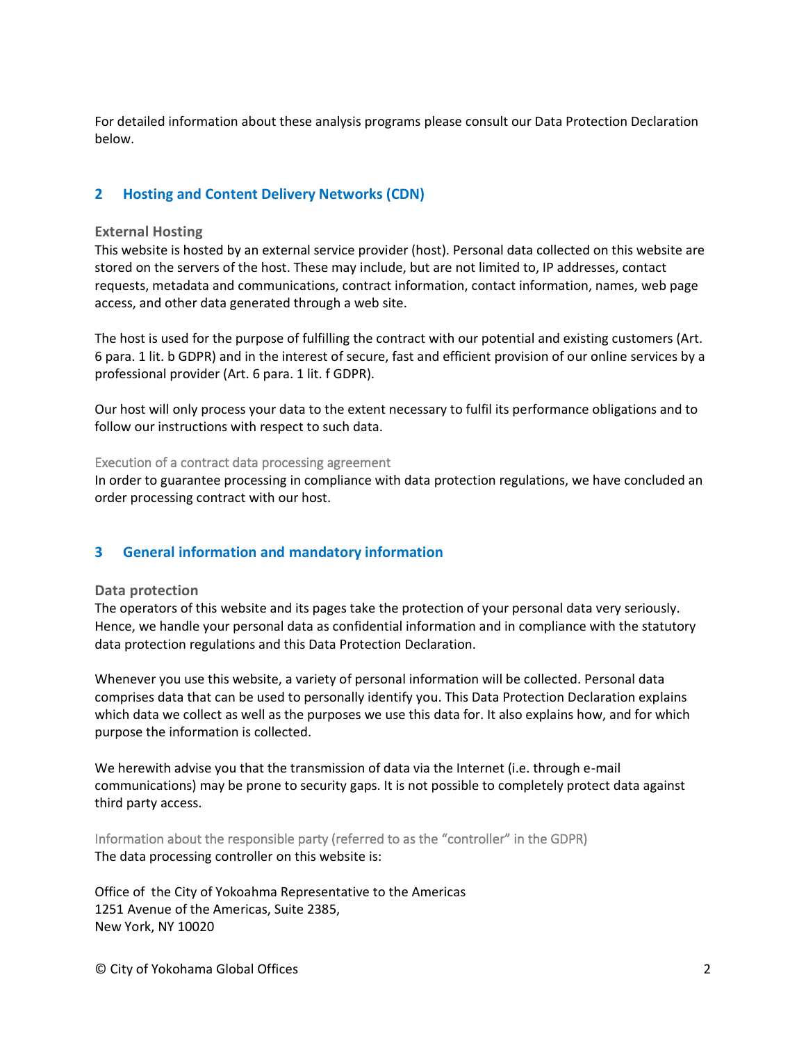For detailed information about these analysis programs please consult our Data Protection Declaration below.

## 2 Hosting and Content Delivery Networks (CDN)

### External Hosting

This website is hosted by an external service provider (host). Personal data collected on this website are stored on the servers of the host. These may include, but are not limited to, IP addresses, contact requests, metadata and communications, contract information, contact information, names, web page access, and other data generated through a web site.

The host is used for the purpose of fulfilling the contract with our potential and existing customers (Art. 6 para. 1 lit. b GDPR) and in the interest of secure, fast and efficient provision of our online services by a professional provider (Art. 6 para. 1 lit. f GDPR).

Our host will only process your data to the extent necessary to fulfil its performance obligations and to follow our instructions with respect to such data.

#### Execution of a contract data processing agreement

In order to guarantee processing in compliance with data protection regulations, we have concluded an order processing contract with our host.

## 3 General information and mandatory information

### Data protection

The operators of this website and its pages take the protection of your personal data very seriously. Hence, we handle your personal data as confidential information and in compliance with the statutory data protection regulations and this Data Protection Declaration.

Whenever you use this website, a variety of personal information will be collected. Personal data comprises data that can be used to personally identify you. This Data Protection Declaration explains which data we collect as well as the purposes we use this data for. It also explains how, and for which purpose the information is collected.

We herewith advise you that the transmission of data via the Internet (i.e. through e-mail communications) may be prone to security gaps. It is not possible to completely protect data against third party access.

#### Information about the responsible party (referred to as the "controller" in the GDPR)

The data processing controller on this website is:

Office of the City of Yokoahma Representative to the Americas
1251 Avenue of the Americas, Suite 2385,
New York, NY 10020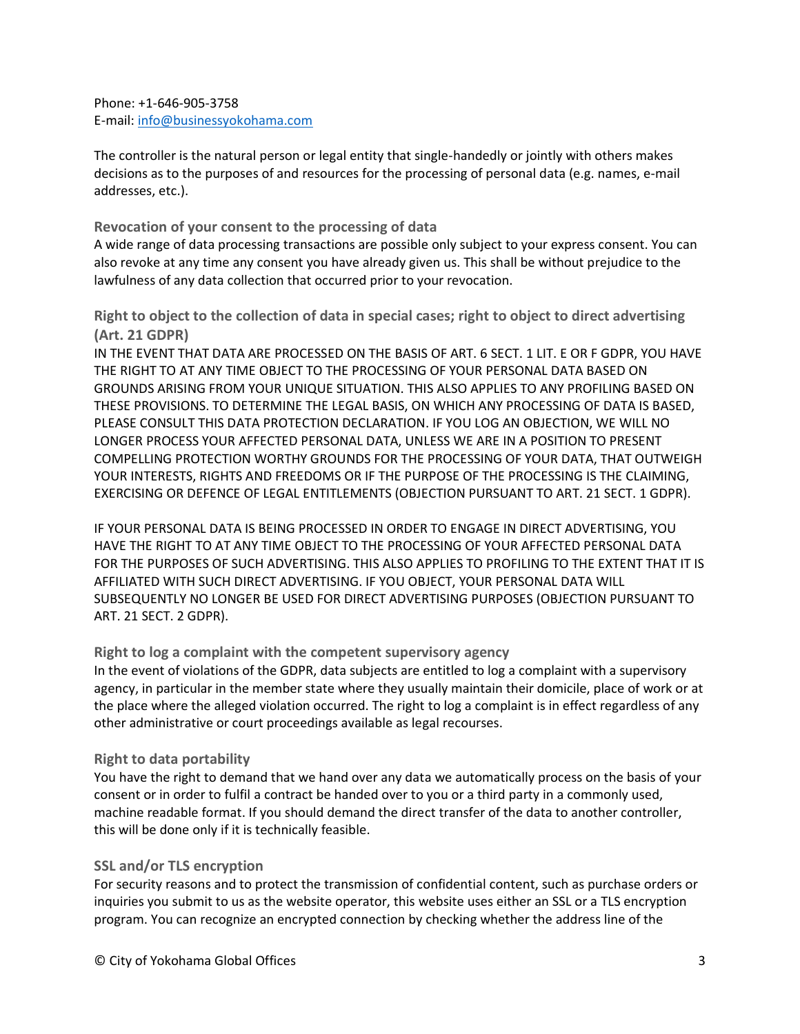Phone: +1-646-905-3758
E-mail: info@businessyokohama.com

The controller is the natural person or legal entity that single-handedly or jointly with others makes decisions as to the purposes of and resources for the processing of personal data (e.g. names, e-mail addresses, etc.).

### Revocation of your consent to the processing of data

A wide range of data processing transactions are possible only subject to your express consent. You can also revoke at any time any consent you have already given us. This shall be without prejudice to the lawfulness of any data collection that occurred prior to your revocation.

### Right to object to the collection of data in special cases; right to object to direct advertising (Art. 21 GDPR)

IN THE EVENT THAT DATA ARE PROCESSED ON THE BASIS OF ART. 6 SECT. 1 LIT. E OR F GDPR, YOU HAVE THE RIGHT TO AT ANY TIME OBJECT TO THE PROCESSING OF YOUR PERSONAL DATA BASED ON GROUNDS ARISING FROM YOUR UNIQUE SITUATION. THIS ALSO APPLIES TO ANY PROFILING BASED ON THESE PROVISIONS. TO DETERMINE THE LEGAL BASIS, ON WHICH ANY PROCESSING OF DATA IS BASED, PLEASE CONSULT THIS DATA PROTECTION DECLARATION. IF YOU LOG AN OBJECTION, WE WILL NO LONGER PROCESS YOUR AFFECTED PERSONAL DATA, UNLESS WE ARE IN A POSITION TO PRESENT COMPELLING PROTECTION WORTHY GROUNDS FOR THE PROCESSING OF YOUR DATA, THAT OUTWEIGH YOUR INTERESTS, RIGHTS AND FREEDOMS OR IF THE PURPOSE OF THE PROCESSING IS THE CLAIMING, EXERCISING OR DEFENCE OF LEGAL ENTITLEMENTS (OBJECTION PURSUANT TO ART. 21 SECT. 1 GDPR).

IF YOUR PERSONAL DATA IS BEING PROCESSED IN ORDER TO ENGAGE IN DIRECT ADVERTISING, YOU HAVE THE RIGHT TO AT ANY TIME OBJECT TO THE PROCESSING OF YOUR AFFECTED PERSONAL DATA FOR THE PURPOSES OF SUCH ADVERTISING. THIS ALSO APPLIES TO PROFILING TO THE EXTENT THAT IT IS AFFILIATED WITH SUCH DIRECT ADVERTISING. IF YOU OBJECT, YOUR PERSONAL DATA WILL SUBSEQUENTLY NO LONGER BE USED FOR DIRECT ADVERTISING PURPOSES (OBJECTION PURSUANT TO ART. 21 SECT. 2 GDPR).

### Right to log a complaint with the competent supervisory agency

In the event of violations of the GDPR, data subjects are entitled to log a complaint with a supervisory agency, in particular in the member state where they usually maintain their domicile, place of work or at the place where the alleged violation occurred. The right to log a complaint is in effect regardless of any other administrative or court proceedings available as legal recourses.

### Right to data portability

You have the right to demand that we hand over any data we automatically process on the basis of your consent or in order to fulfil a contract be handed over to you or a third party in a commonly used, machine readable format. If you should demand the direct transfer of the data to another controller, this will be done only if it is technically feasible.

### SSL and/or TLS encryption

For security reasons and to protect the transmission of confidential content, such as purchase orders or inquiries you submit to us as the website operator, this website uses either an SSL or a TLS encryption program. You can recognize an encrypted connection by checking whether the address line of the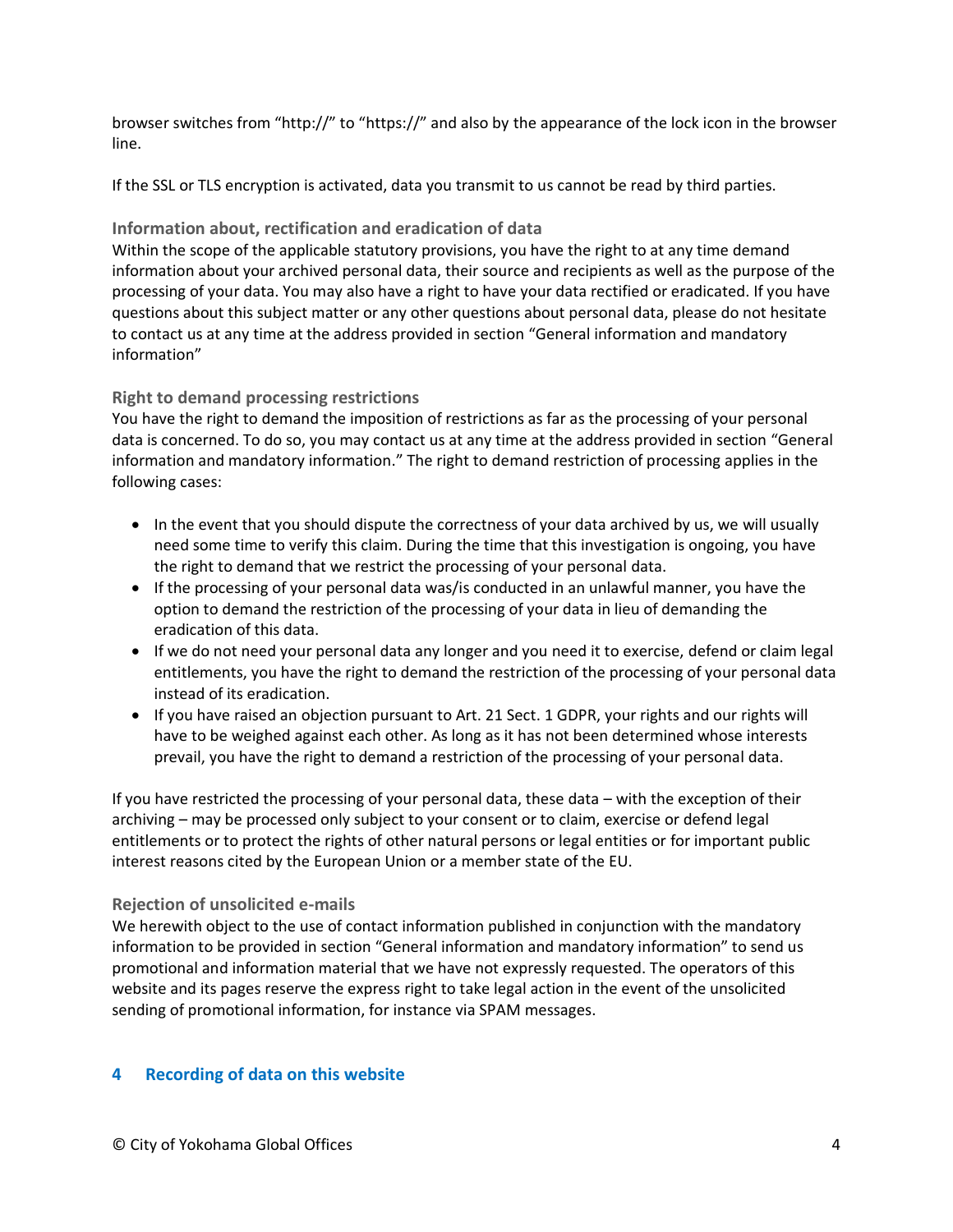browser switches from "http://" to "https://" and also by the appearance of the lock icon in the browser line.

If the SSL or TLS encryption is activated, data you transmit to us cannot be read by third parties.

### Information about, rectification and eradication of data

Within the scope of the applicable statutory provisions, you have the right to at any time demand information about your archived personal data, their source and recipients as well as the purpose of the processing of your data. You may also have a right to have your data rectified or eradicated. If you have questions about this subject matter or any other questions about personal data, please do not hesitate to contact us at any time at the address provided in section "General information and mandatory information"

### Right to demand processing restrictions

You have the right to demand the imposition of restrictions as far as the processing of your personal data is concerned. To do so, you may contact us at any time at the address provided in section "General information and mandatory information." The right to demand restriction of processing applies in the following cases:

- In the event that you should dispute the correctness of your data archived by us, we will usually need some time to verify this claim. During the time that this investigation is ongoing, you have the right to demand that we restrict the processing of your personal data.
- If the processing of your personal data was/is conducted in an unlawful manner, you have the option to demand the restriction of the processing of your data in lieu of demanding the eradication of this data.
- If we do not need your personal data any longer and you need it to exercise, defend or claim legal entitlements, you have the right to demand the restriction of the processing of your personal data instead of its eradication.
- If you have raised an objection pursuant to Art. 21 Sect. 1 GDPR, your rights and our rights will have to be weighed against each other. As long as it has not been determined whose interests prevail, you have the right to demand a restriction of the processing of your personal data.

If you have restricted the processing of your personal data, these data – with the exception of their archiving – may be processed only subject to your consent or to claim, exercise or defend legal entitlements or to protect the rights of other natural persons or legal entities or for important public interest reasons cited by the European Union or a member state of the EU.

### Rejection of unsolicited e-mails

We herewith object to the use of contact information published in conjunction with the mandatory information to be provided in section "General information and mandatory information" to send us promotional and information material that we have not expressly requested. The operators of this website and its pages reserve the express right to take legal action in the event of the unsolicited sending of promotional information, for instance via SPAM messages.

## 4 Recording of data on this website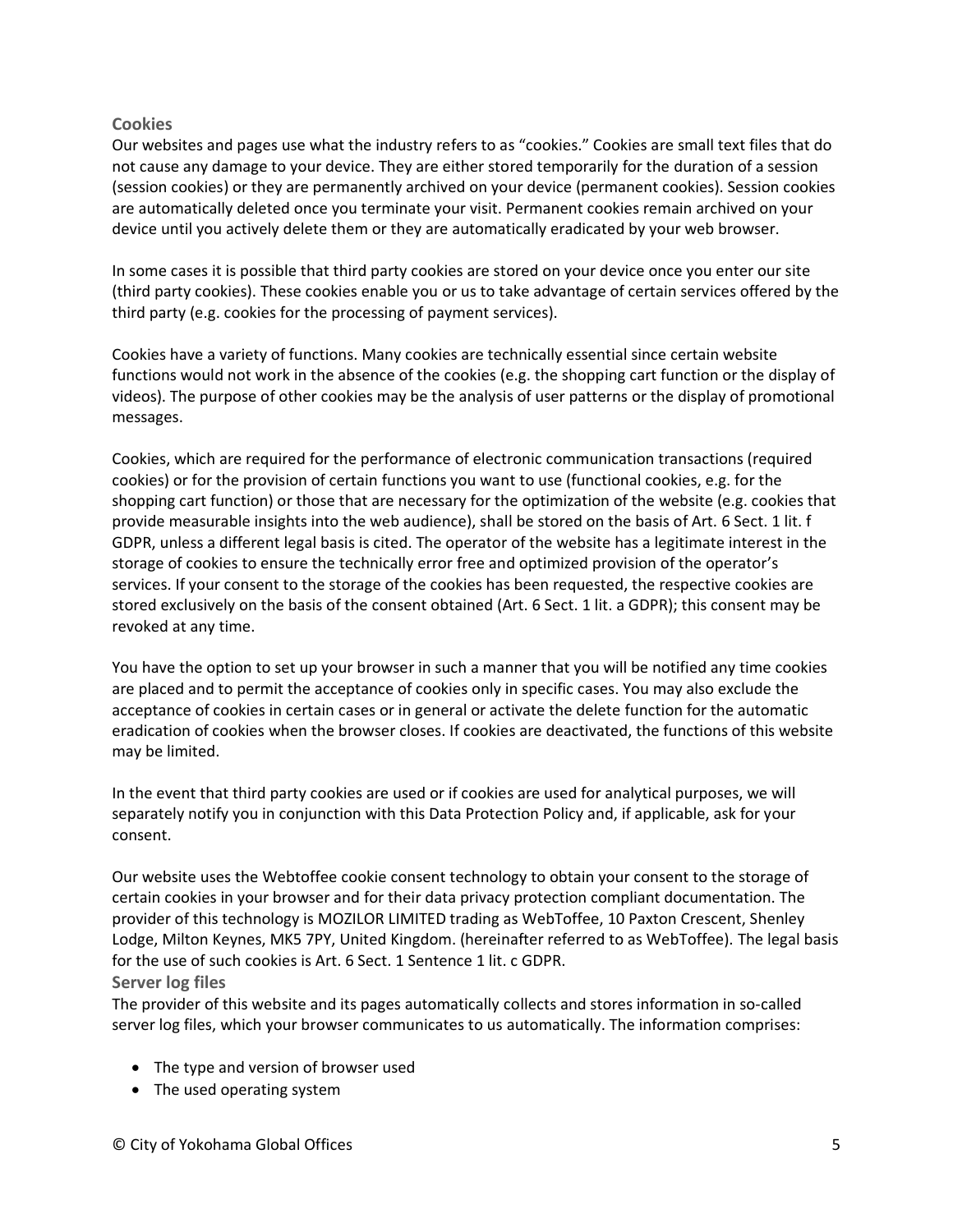### Cookies

Our websites and pages use what the industry refers to as "cookies." Cookies are small text files that do not cause any damage to your device. They are either stored temporarily for the duration of a session (session cookies) or they are permanently archived on your device (permanent cookies). Session cookies are automatically deleted once you terminate your visit. Permanent cookies remain archived on your device until you actively delete them or they are automatically eradicated by your web browser.

In some cases it is possible that third party cookies are stored on your device once you enter our site (third party cookies). These cookies enable you or us to take advantage of certain services offered by the third party (e.g. cookies for the processing of payment services).

Cookies have a variety of functions. Many cookies are technically essential since certain website functions would not work in the absence of the cookies (e.g. the shopping cart function or the display of videos). The purpose of other cookies may be the analysis of user patterns or the display of promotional messages.

Cookies, which are required for the performance of electronic communication transactions (required cookies) or for the provision of certain functions you want to use (functional cookies, e.g. for the shopping cart function) or those that are necessary for the optimization of the website (e.g. cookies that provide measurable insights into the web audience), shall be stored on the basis of Art. 6 Sect. 1 lit. f GDPR, unless a different legal basis is cited. The operator of the website has a legitimate interest in the storage of cookies to ensure the technically error free and optimized provision of the operator's services. If your consent to the storage of the cookies has been requested, the respective cookies are stored exclusively on the basis of the consent obtained (Art. 6 Sect. 1 lit. a GDPR); this consent may be revoked at any time.

You have the option to set up your browser in such a manner that you will be notified any time cookies are placed and to permit the acceptance of cookies only in specific cases. You may also exclude the acceptance of cookies in certain cases or in general or activate the delete function for the automatic eradication of cookies when the browser closes. If cookies are deactivated, the functions of this website may be limited.

In the event that third party cookies are used or if cookies are used for analytical purposes, we will separately notify you in conjunction with this Data Protection Policy and, if applicable, ask for your consent.

Our website uses the Webtoffee cookie consent technology to obtain your consent to the storage of certain cookies in your browser and for their data privacy protection compliant documentation. The provider of this technology is MOZILOR LIMITED trading as WebToffee, 10 Paxton Crescent, Shenley Lodge, Milton Keynes, MK5 7PY, United Kingdom. (hereinafter referred to as WebToffee). The legal basis for the use of such cookies is Art. 6 Sect. 1 Sentence 1 lit. c GDPR.

### Server log files

The provider of this website and its pages automatically collects and stores information in so-called server log files, which your browser communicates to us automatically. The information comprises:

- The type and version of browser used
- The used operating system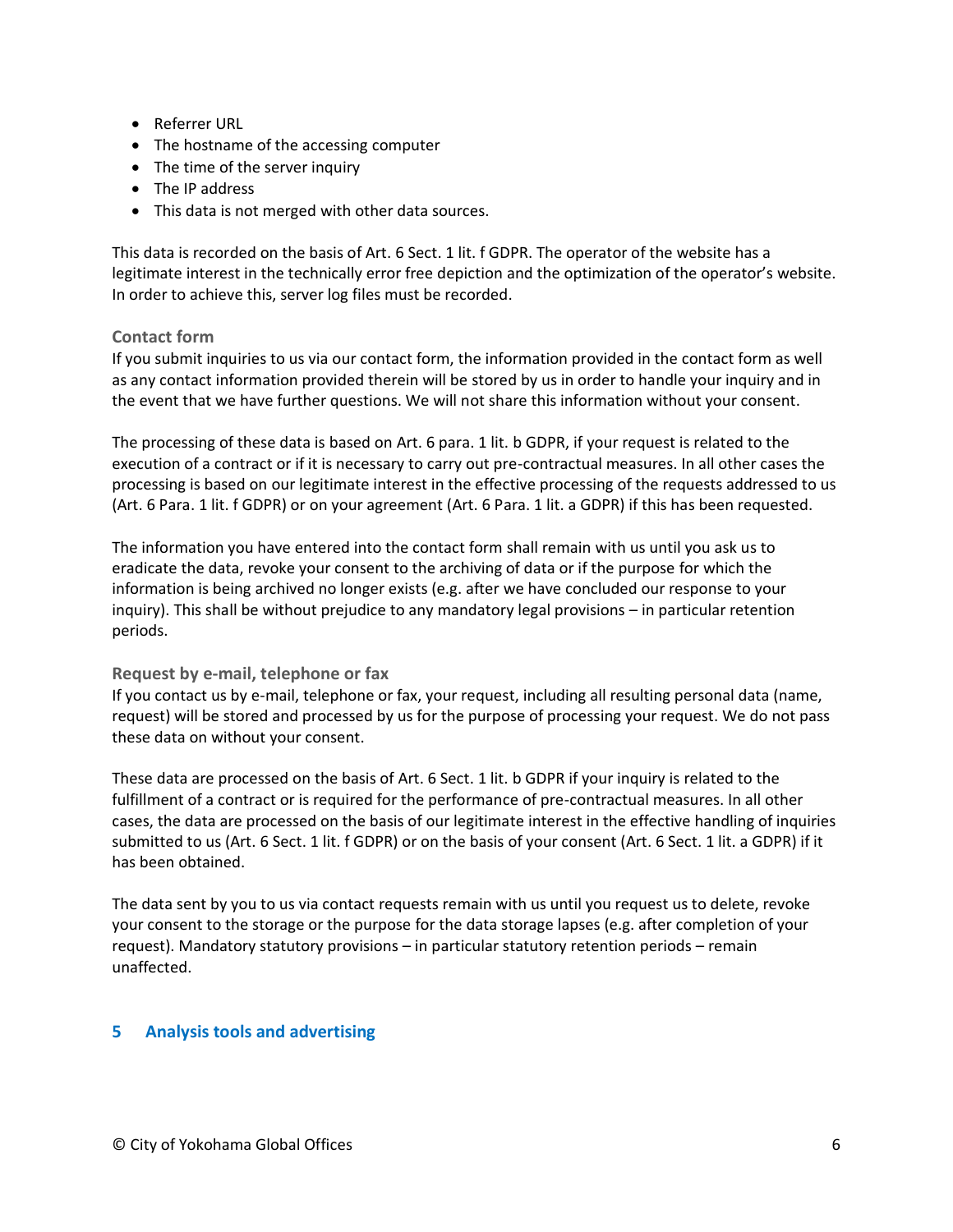- Referrer URL
- The hostname of the accessing computer
- The time of the server inquiry
- The IP address
- This data is not merged with other data sources.

This data is recorded on the basis of Art. 6 Sect. 1 lit. f GDPR. The operator of the website has a legitimate interest in the technically error free depiction and the optimization of the operator's website. In order to achieve this, server log files must be recorded.

### Contact form

If you submit inquiries to us via our contact form, the information provided in the contact form as well as any contact information provided therein will be stored by us in order to handle your inquiry and in the event that we have further questions. We will not share this information without your consent.

The processing of these data is based on Art. 6 para. 1 lit. b GDPR, if your request is related to the execution of a contract or if it is necessary to carry out pre-contractual measures. In all other cases the processing is based on our legitimate interest in the effective processing of the requests addressed to us (Art. 6 Para. 1 lit. f GDPR) or on your agreement (Art. 6 Para. 1 lit. a GDPR) if this has been requested.

The information you have entered into the contact form shall remain with us until you ask us to eradicate the data, revoke your consent to the archiving of data or if the purpose for which the information is being archived no longer exists (e.g. after we have concluded our response to your inquiry). This shall be without prejudice to any mandatory legal provisions – in particular retention periods.

### Request by e-mail, telephone or fax

If you contact us by e-mail, telephone or fax, your request, including all resulting personal data (name, request) will be stored and processed by us for the purpose of processing your request. We do not pass these data on without your consent.

These data are processed on the basis of Art. 6 Sect. 1 lit. b GDPR if your inquiry is related to the fulfillment of a contract or is required for the performance of pre-contractual measures. In all other cases, the data are processed on the basis of our legitimate interest in the effective handling of inquiries submitted to us (Art. 6 Sect. 1 lit. f GDPR) or on the basis of your consent (Art. 6 Sect. 1 lit. a GDPR) if it has been obtained.

The data sent by you to us via contact requests remain with us until you request us to delete, revoke your consent to the storage or the purpose for the data storage lapses (e.g. after completion of your request). Mandatory statutory provisions – in particular statutory retention periods – remain unaffected.

## 5 Analysis tools and advertising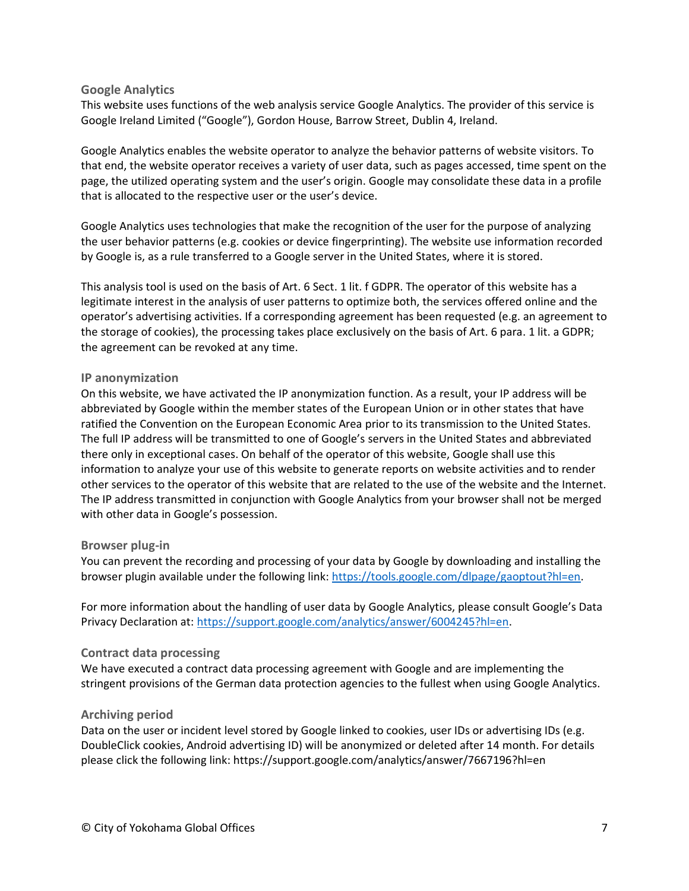### Google Analytics

This website uses functions of the web analysis service Google Analytics. The provider of this service is Google Ireland Limited (“Google”), Gordon House, Barrow Street, Dublin 4, Ireland.

Google Analytics enables the website operator to analyze the behavior patterns of website visitors. To that end, the website operator receives a variety of user data, such as pages accessed, time spent on the page, the utilized operating system and the user’s origin. Google may consolidate these data in a profile that is allocated to the respective user or the user’s device.

Google Analytics uses technologies that make the recognition of the user for the purpose of analyzing the user behavior patterns (e.g. cookies or device fingerprinting). The website use information recorded by Google is, as a rule transferred to a Google server in the United States, where it is stored.

This analysis tool is used on the basis of Art. 6 Sect. 1 lit. f GDPR. The operator of this website has a legitimate interest in the analysis of user patterns to optimize both, the services offered online and the operator’s advertising activities. If a corresponding agreement has been requested (e.g. an agreement to the storage of cookies), the processing takes place exclusively on the basis of Art. 6 para. 1 lit. a GDPR; the agreement can be revoked at any time.

### IP anonymization

On this website, we have activated the IP anonymization function. As a result, your IP address will be abbreviated by Google within the member states of the European Union or in other states that have ratified the Convention on the European Economic Area prior to its transmission to the United States. The full IP address will be transmitted to one of Google’s servers in the United States and abbreviated there only in exceptional cases. On behalf of the operator of this website, Google shall use this information to analyze your use of this website to generate reports on website activities and to render other services to the operator of this website that are related to the use of the website and the Internet. The IP address transmitted in conjunction with Google Analytics from your browser shall not be merged with other data in Google’s possession.

### Browser plug-in

You can prevent the recording and processing of your data by Google by downloading and installing the browser plugin available under the following link: https://tools.google.com/dlpage/gaoptout?hl=en.

For more information about the handling of user data by Google Analytics, please consult Google’s Data Privacy Declaration at: https://support.google.com/analytics/answer/6004245?hl=en.

### Contract data processing

We have executed a contract data processing agreement with Google and are implementing the stringent provisions of the German data protection agencies to the fullest when using Google Analytics.

### Archiving period

Data on the user or incident level stored by Google linked to cookies, user IDs or advertising IDs (e.g. DoubleClick cookies, Android advertising ID) will be anonymized or deleted after 14 month. For details please click the following link: https://support.google.com/analytics/answer/7667196?hl=en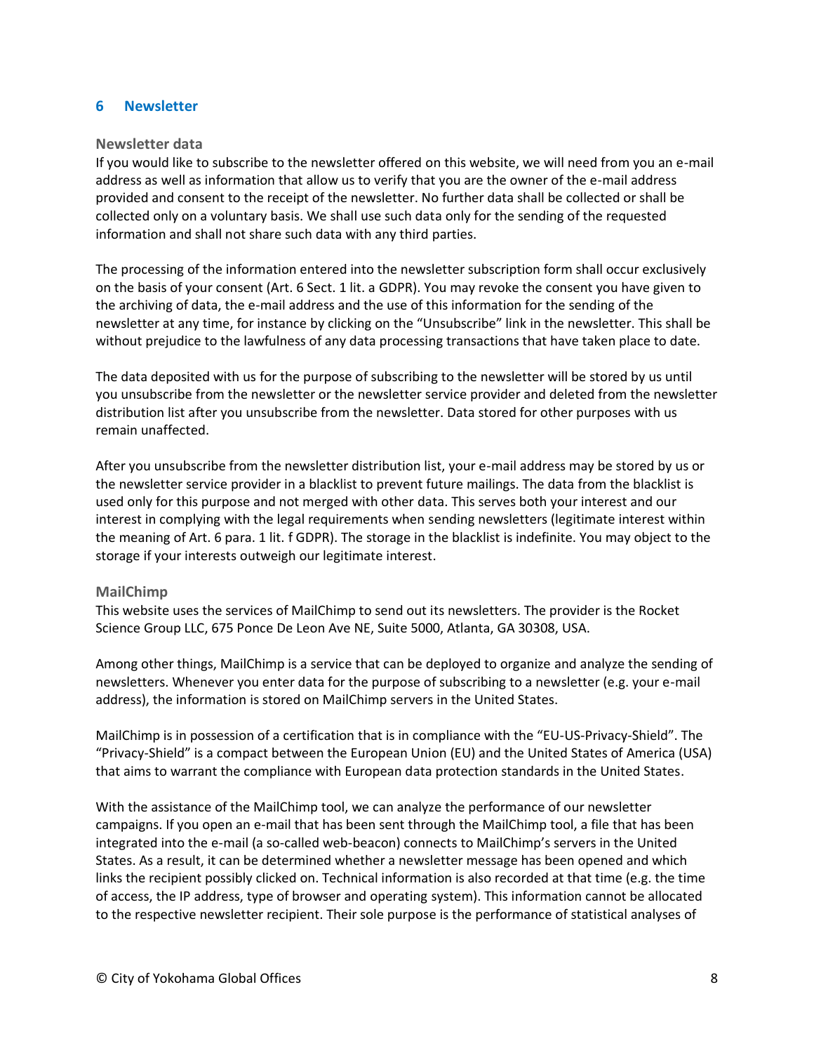# 6 Newsletter

### Newsletter data

If you would like to subscribe to the newsletter offered on this website, we will need from you an e-mail address as well as information that allow us to verify that you are the owner of the e-mail address provided and consent to the receipt of the newsletter. No further data shall be collected or shall be collected only on a voluntary basis. We shall use such data only for the sending of the requested information and shall not share such data with any third parties.

The processing of the information entered into the newsletter subscription form shall occur exclusively on the basis of your consent (Art. 6 Sect. 1 lit. a GDPR). You may revoke the consent you have given to the archiving of data, the e-mail address and the use of this information for the sending of the newsletter at any time, for instance by clicking on the "Unsubscribe" link in the newsletter. This shall be without prejudice to the lawfulness of any data processing transactions that have taken place to date.

The data deposited with us for the purpose of subscribing to the newsletter will be stored by us until you unsubscribe from the newsletter or the newsletter service provider and deleted from the newsletter distribution list after you unsubscribe from the newsletter. Data stored for other purposes with us remain unaffected.

After you unsubscribe from the newsletter distribution list, your e-mail address may be stored by us or the newsletter service provider in a blacklist to prevent future mailings. The data from the blacklist is used only for this purpose and not merged with other data. This serves both your interest and our interest in complying with the legal requirements when sending newsletters (legitimate interest within the meaning of Art. 6 para. 1 lit. f GDPR). The storage in the blacklist is indefinite. You may object to the storage if your interests outweigh our legitimate interest.

### MailChimp

This website uses the services of MailChimp to send out its newsletters. The provider is the Rocket Science Group LLC, 675 Ponce De Leon Ave NE, Suite 5000, Atlanta, GA 30308, USA.

Among other things, MailChimp is a service that can be deployed to organize and analyze the sending of newsletters. Whenever you enter data for the purpose of subscribing to a newsletter (e.g. your e-mail address), the information is stored on MailChimp servers in the United States.

MailChimp is in possession of a certification that is in compliance with the "EU-US-Privacy-Shield". The "Privacy-Shield" is a compact between the European Union (EU) and the United States of America (USA) that aims to warrant the compliance with European data protection standards in the United States.

With the assistance of the MailChimp tool, we can analyze the performance of our newsletter campaigns. If you open an e-mail that has been sent through the MailChimp tool, a file that has been integrated into the e-mail (a so-called web-beacon) connects to MailChimp's servers in the United States. As a result, it can be determined whether a newsletter message has been opened and which links the recipient possibly clicked on. Technical information is also recorded at that time (e.g. the time of access, the IP address, type of browser and operating system). This information cannot be allocated to the respective newsletter recipient. Their sole purpose is the performance of statistical analyses of

© City of Yokohama Global Offices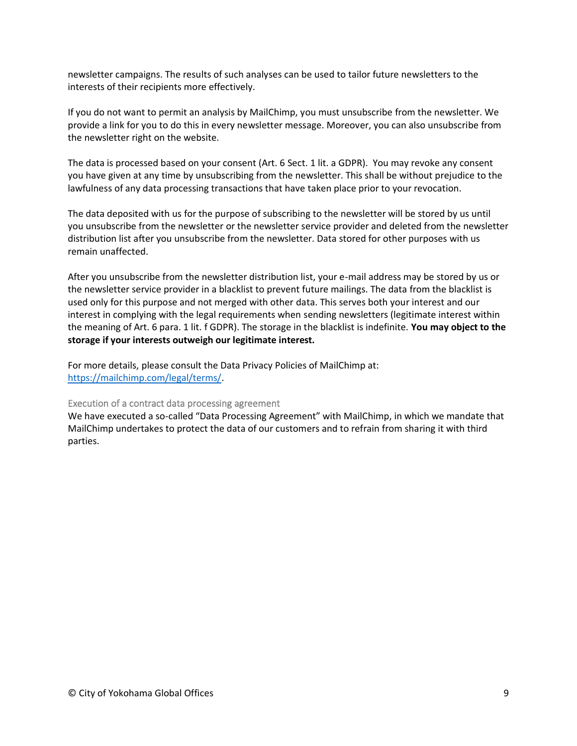newsletter campaigns. The results of such analyses can be used to tailor future newsletters to the interests of their recipients more effectively.

If you do not want to permit an analysis by MailChimp, you must unsubscribe from the newsletter. We provide a link for you to do this in every newsletter message. Moreover, you can also unsubscribe from the newsletter right on the website.

The data is processed based on your consent (Art. 6 Sect. 1 lit. a GDPR). You may revoke any consent you have given at any time by unsubscribing from the newsletter. This shall be without prejudice to the lawfulness of any data processing transactions that have taken place prior to your revocation.

The data deposited with us for the purpose of subscribing to the newsletter will be stored by us until you unsubscribe from the newsletter or the newsletter service provider and deleted from the newsletter distribution list after you unsubscribe from the newsletter. Data stored for other purposes with us remain unaffected.

After you unsubscribe from the newsletter distribution list, your e-mail address may be stored by us or the newsletter service provider in a blacklist to prevent future mailings. The data from the blacklist is used only for this purpose and not merged with other data. This serves both your interest and our interest in complying with the legal requirements when sending newsletters (legitimate interest within the meaning of Art. 6 para. 1 lit. f GDPR). The storage in the blacklist is indefinite. **You may object to the storage if your interests outweigh our legitimate interest.**

For more details, please consult the Data Privacy Policies of MailChimp at: https://mailchimp.com/legal/terms/.

### Execution of a contract data processing agreement

We have executed a so-called "Data Processing Agreement" with MailChimp, in which we mandate that MailChimp undertakes to protect the data of our customers and to refrain from sharing it with third parties.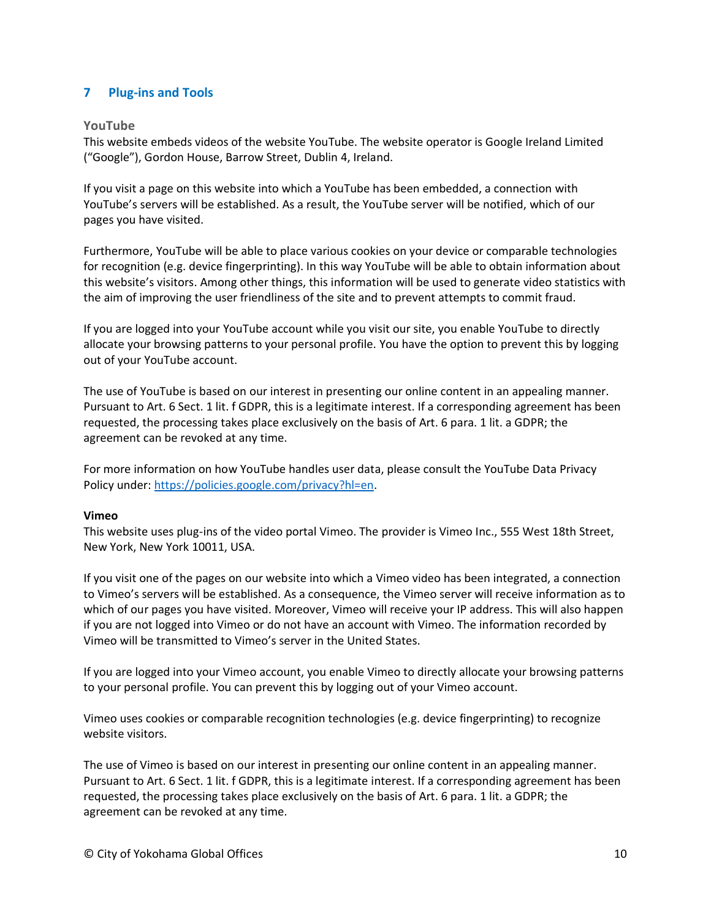## 7 Plug-ins and Tools

### YouTube

This website embeds videos of the website YouTube. The website operator is Google Ireland Limited ("Google"), Gordon House, Barrow Street, Dublin 4, Ireland.

If you visit a page on this website into which a YouTube has been embedded, a connection with YouTube's servers will be established. As a result, the YouTube server will be notified, which of our pages you have visited.

Furthermore, YouTube will be able to place various cookies on your device or comparable technologies for recognition (e.g. device fingerprinting). In this way YouTube will be able to obtain information about this website's visitors. Among other things, this information will be used to generate video statistics with the aim of improving the user friendliness of the site and to prevent attempts to commit fraud.

If you are logged into your YouTube account while you visit our site, you enable YouTube to directly allocate your browsing patterns to your personal profile. You have the option to prevent this by logging out of your YouTube account.

The use of YouTube is based on our interest in presenting our online content in an appealing manner. Pursuant to Art. 6 Sect. 1 lit. f GDPR, this is a legitimate interest. If a corresponding agreement has been requested, the processing takes place exclusively on the basis of Art. 6 para. 1 lit. a GDPR; the agreement can be revoked at any time.

For more information on how YouTube handles user data, please consult the YouTube Data Privacy Policy under: https://policies.google.com/privacy?hl=en.

**Vimeo**

This website uses plug-ins of the video portal Vimeo. The provider is Vimeo Inc., 555 West 18th Street, New York, New York 10011, USA.

If you visit one of the pages on our website into which a Vimeo video has been integrated, a connection to Vimeo's servers will be established. As a consequence, the Vimeo server will receive information as to which of our pages you have visited. Moreover, Vimeo will receive your IP address. This will also happen if you are not logged into Vimeo or do not have an account with Vimeo. The information recorded by Vimeo will be transmitted to Vimeo's server in the United States.

If you are logged into your Vimeo account, you enable Vimeo to directly allocate your browsing patterns to your personal profile. You can prevent this by logging out of your Vimeo account.

Vimeo uses cookies or comparable recognition technologies (e.g. device fingerprinting) to recognize website visitors.

The use of Vimeo is based on our interest in presenting our online content in an appealing manner. Pursuant to Art. 6 Sect. 1 lit. f GDPR, this is a legitimate interest. If a corresponding agreement has been requested, the processing takes place exclusively on the basis of Art. 6 para. 1 lit. a GDPR; the agreement can be revoked at any time.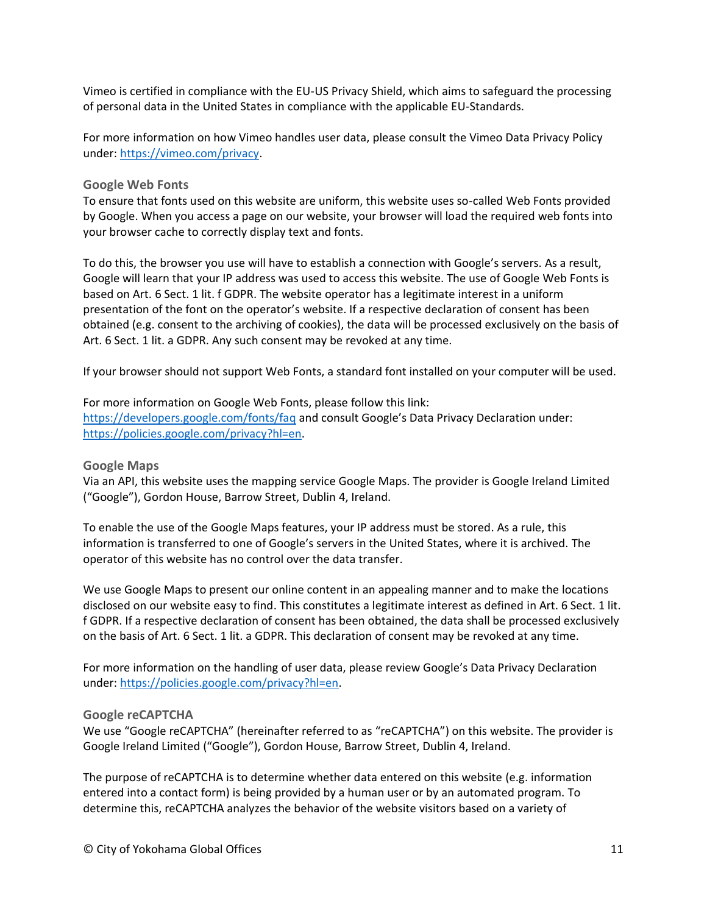Vimeo is certified in compliance with the EU-US Privacy Shield, which aims to safeguard the processing of personal data in the United States in compliance with the applicable EU-Standards.

For more information on how Vimeo handles user data, please consult the Vimeo Data Privacy Policy under: [https://vimeo.com/privacy](https://vimeo.com/privacy).

### Google Web Fonts

To ensure that fonts used on this website are uniform, this website uses so-called Web Fonts provided by Google. When you access a page on our website, your browser will load the required web fonts into your browser cache to correctly display text and fonts.

To do this, the browser you use will have to establish a connection with Google's servers. As a result, Google will learn that your IP address was used to access this website. The use of Google Web Fonts is based on Art. 6 Sect. 1 lit. f GDPR. The website operator has a legitimate interest in a uniform presentation of the font on the operator's website. If a respective declaration of consent has been obtained (e.g. consent to the archiving of cookies), the data will be processed exclusively on the basis of Art. 6 Sect. 1 lit. a GDPR. Any such consent may be revoked at any time.

If your browser should not support Web Fonts, a standard font installed on your computer will be used.

For more information on Google Web Fonts, please follow this link: [https://developers.google.com/fonts/faq](https://developers.google.com/fonts/faq) and consult Google's Data Privacy Declaration under: [https://policies.google.com/privacy?hl=en](https://policies.google.com/privacy?hl=en).

### Google Maps

Via an API, this website uses the mapping service Google Maps. The provider is Google Ireland Limited ("Google"), Gordon House, Barrow Street, Dublin 4, Ireland.

To enable the use of the Google Maps features, your IP address must be stored. As a rule, this information is transferred to one of Google's servers in the United States, where it is archived. The operator of this website has no control over the data transfer.

We use Google Maps to present our online content in an appealing manner and to make the locations disclosed on our website easy to find. This constitutes a legitimate interest as defined in Art. 6 Sect. 1 lit. f GDPR. If a respective declaration of consent has been obtained, the data shall be processed exclusively on the basis of Art. 6 Sect. 1 lit. a GDPR. This declaration of consent may be revoked at any time.

For more information on the handling of user data, please review Google's Data Privacy Declaration under: [https://policies.google.com/privacy?hl=en](https://policies.google.com/privacy?hl=en).

### Google reCAPTCHA

We use "Google reCAPTCHA" (hereinafter referred to as "reCAPTCHA") on this website. The provider is Google Ireland Limited ("Google"), Gordon House, Barrow Street, Dublin 4, Ireland.

The purpose of reCAPTCHA is to determine whether data entered on this website (e.g. information entered into a contact form) is being provided by a human user or by an automated program. To determine this, reCAPTCHA analyzes the behavior of the website visitors based on a variety of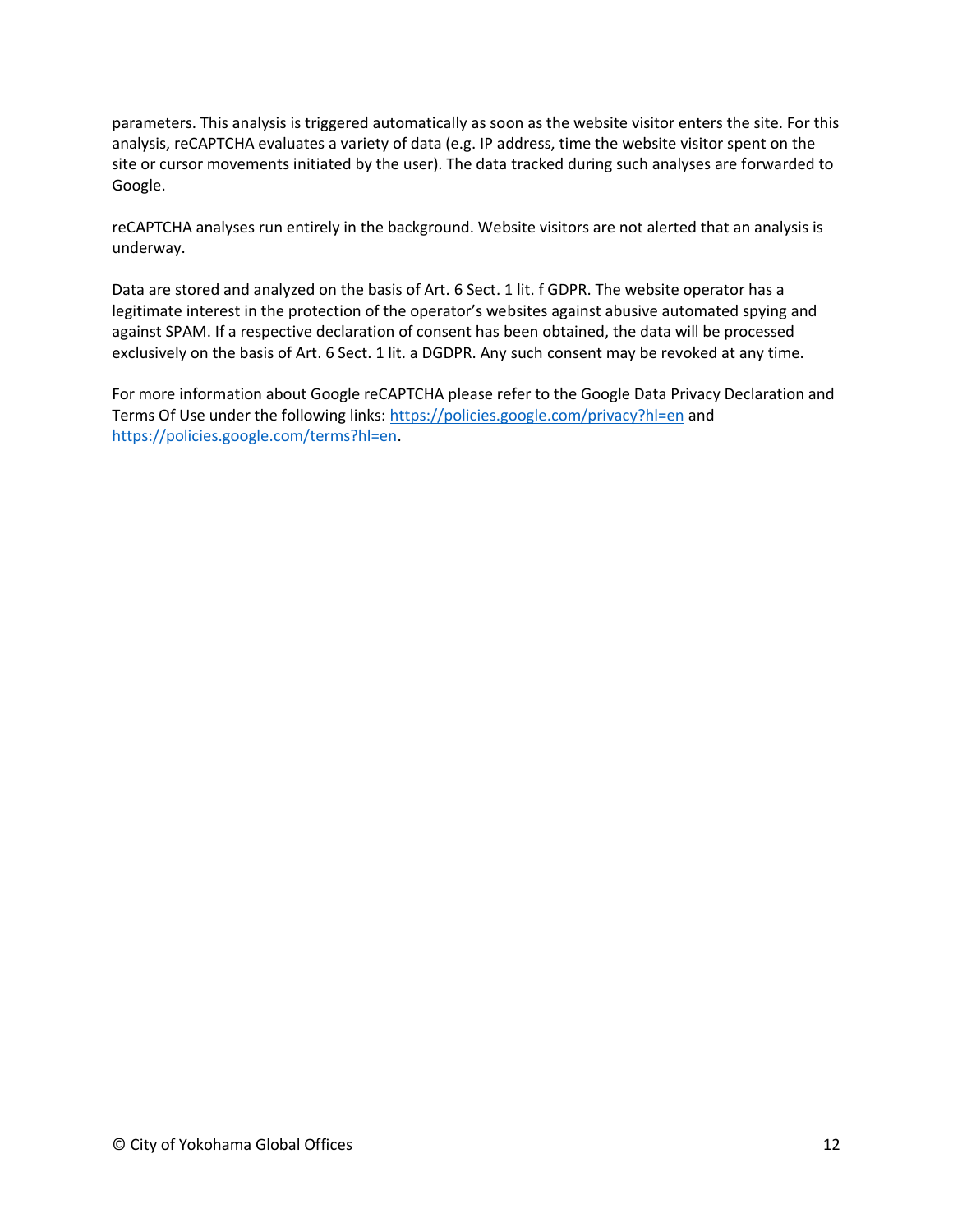parameters. This analysis is triggered automatically as soon as the website visitor enters the site. For this analysis, reCAPTCHA evaluates a variety of data (e.g. IP address, time the website visitor spent on the site or cursor movements initiated by the user). The data tracked during such analyses are forwarded to Google.

reCAPTCHA analyses run entirely in the background. Website visitors are not alerted that an analysis is underway.

Data are stored and analyzed on the basis of Art. 6 Sect. 1 lit. f GDPR. The website operator has a legitimate interest in the protection of the operator's websites against abusive automated spying and against SPAM. If a respective declaration of consent has been obtained, the data will be processed exclusively on the basis of Art. 6 Sect. 1 lit. a DGDPR. Any such consent may be revoked at any time.

For more information about Google reCAPTCHA please refer to the Google Data Privacy Declaration and Terms Of Use under the following links: [https://policies.google.com/privacy?hl=en](https://policies.google.com/privacy?hl=en) and [https://policies.google.com/terms?hl=en](https://policies.google.com/terms?hl=en).